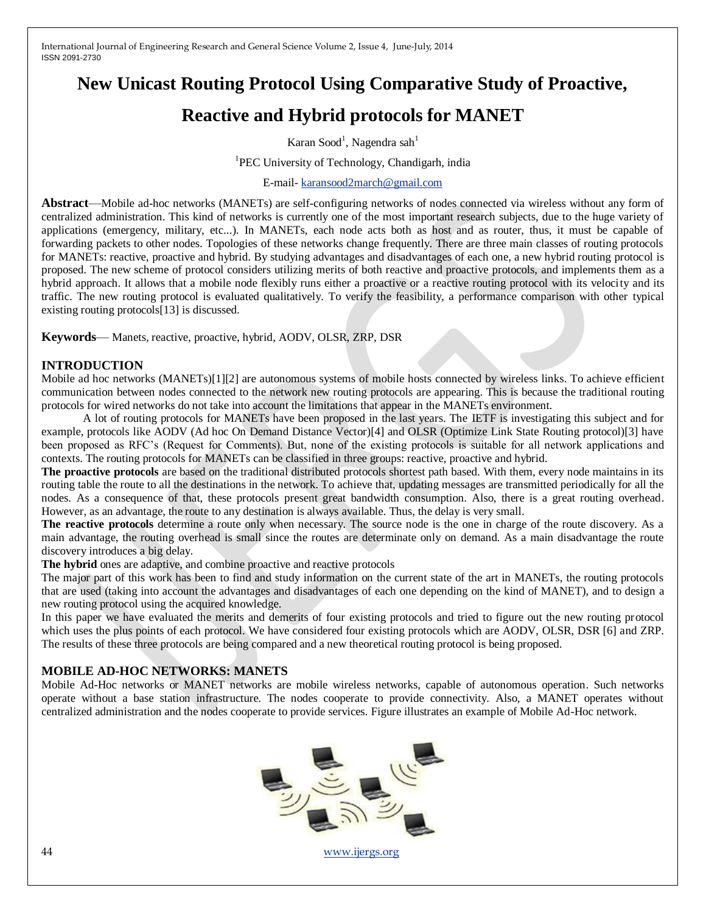# New Unicast Routing Protocol Using Comparative Study of Proactive, Reactive and Hybrid protocols for MANET

Karan Sood[1], Nagendra sah[1]

[1]PEC University of Technology, Chandigarh, india

E-mail- karansood2march@gmail.com

**Abstract**—Mobile ad-hoc networks (MANETs) are self-configuring networks of nodes connected via wireless without any form of centralized administration. This kind of networks is currently one of the most important research subjects, due to the huge variety of applications (emergency, military, etc...). In MANETs, each node acts both as host and as router, thus, it must be capable of forwarding packets to other nodes. Topologies of these networks change frequently. There are three main classes of routing protocols for MANETs: reactive, proactive and hybrid. By studying advantages and disadvantages of each one, a new hybrid routing protocol is proposed. The new scheme of protocol considers utilizing merits of both reactive and proactive protocols, and implements them as a hybrid approach. It allows that a mobile node flexibly runs either a proactive or a reactive routing protocol with its velocity and its traffic. The new routing protocol is evaluated qualitatively. To verify the feasibility, a performance comparison with other typical existing routing protocols[13] is discussed.

**Keywords**— Manets, reactive, proactive, hybrid, AODV, OLSR, ZRP, DSR

## INTRODUCTION

Mobile ad hoc networks (MANETs)[1][2] are autonomous systems of mobile hosts connected by wireless links. To achieve efficient communication between nodes connected to the network new routing protocols are appearing. This is because the traditional routing protocols for wired networks do not take into account the limitations that appear in the MANETs environment.

A lot of routing protocols for MANETs have been proposed in the last years. The IETF is investigating this subject and for example, protocols like AODV (Ad hoc On Demand Distance Vector)[4] and OLSR (Optimize Link State Routing protocol)[3] have been proposed as RFC's (Request for Comments). But, none of the existing protocols is suitable for all network applications and contexts. The routing protocols for MANETs can be classified in three groups: reactive, proactive and hybrid.

**The proactive protocols** are based on the traditional distributed protocols shortest path based. With them, every node maintains in its routing table the route to all the destinations in the network. To achieve that, updating messages are transmitted periodically for all the nodes. As a consequence of that, these protocols present great bandwidth consumption. Also, there is a great routing overhead. However, as an advantage, the route to any destination is always available. Thus, the delay is very small.

**The reactive protocols** determine a route only when necessary. The source node is the one in charge of the route discovery. As a main advantage, the routing overhead is small since the routes are determinate only on demand. As a main disadvantage the route discovery introduces a big delay.

**The hybrid** ones are adaptive, and combine proactive and reactive protocols

The major part of this work has been to find and study information on the current state of the art in MANETs, the routing protocols that are used (taking into account the advantages and disadvantages of each one depending on the kind of MANET), and to design a new routing protocol using the acquired knowledge.

In this paper we have evaluated the merits and demerits of four existing protocols and tried to figure out the new routing protocol which uses the plus points of each protocol. We have considered four existing protocols which are AODV, OLSR, DSR [6] and ZRP. The results of these three protocols are being compared and a new theoretical routing protocol is being proposed.

## MOBILE AD-HOC NETWORKS: MANETS

Mobile Ad-Hoc networks or MANET networks are mobile wireless networks, capable of autonomous operation. Such networks operate without a base station infrastructure. The nodes cooperate to provide connectivity. Also, a MANET operates without centralized administration and the nodes cooperate to provide services. Figure illustrates an example of Mobile Ad-Hoc network.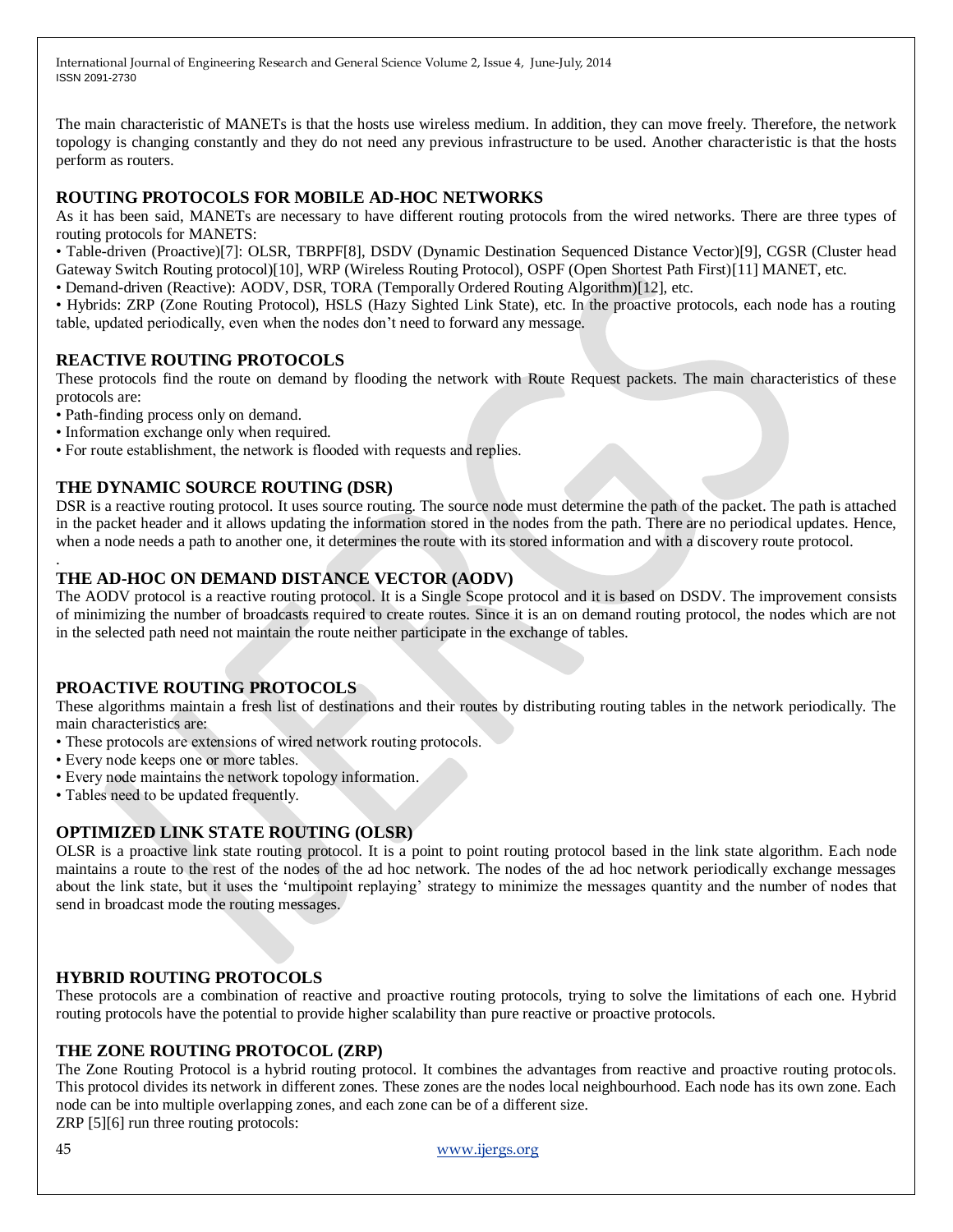The main characteristic of MANETs is that the hosts use wireless medium. In addition, they can move freely. Therefore, the network topology is changing constantly and they do not need any previous infrastructure to be used. Another characteristic is that the hosts perform as routers.

## ROUTING PROTOCOLS FOR MOBILE AD-HOC NETWORKS

As it has been said, MANETs are necessary to have different routing protocols from the wired networks. There are three types of routing protocols for MANETS:

- Table-driven (Proactive)[7]: OLSR, TBRPF[8], DSDV (Dynamic Destination Sequenced Distance Vector)[9], CGSR (Cluster head Gateway Switch Routing protocol)[10], WRP (Wireless Routing Protocol), OSPF (Open Shortest Path First)[11] MANET, etc.
- Demand-driven (Reactive): AODV, DSR, TORA (Temporally Ordered Routing Algorithm)[12], etc.
- Hybrids: ZRP (Zone Routing Protocol), HSLS (Hazy Sighted Link State), etc. In the proactive protocols, each node has a routing table, updated periodically, even when the nodes don't need to forward any message.

## REACTIVE ROUTING PROTOCOLS

These protocols find the route on demand by flooding the network with Route Request packets. The main characteristics of these protocols are:

- Path-finding process only on demand.
- Information exchange only when required.
- For route establishment, the network is flooded with requests and replies.

## THE DYNAMIC SOURCE ROUTING (DSR)

DSR is a reactive routing protocol. It uses source routing. The source node must determine the path of the packet. The path is attached in the packet header and it allows updating the information stored in the nodes from the path. There are no periodical updates. Hence, when a node needs a path to another one, it determines the route with its stored information and with a discovery route protocol.

.

## THE AD-HOC ON DEMAND DISTANCE VECTOR (AODV)

The AODV protocol is a reactive routing protocol. It is a Single Scope protocol and it is based on DSDV. The improvement consists of minimizing the number of broadcasts required to create routes. Since it is an on demand routing protocol, the nodes which are not in the selected path need not maintain the route neither participate in the exchange of tables.

## PROACTIVE ROUTING PROTOCOLS

These algorithms maintain a fresh list of destinations and their routes by distributing routing tables in the network periodically. The main characteristics are:

- These protocols are extensions of wired network routing protocols.
- Every node keeps one or more tables.
- Every node maintains the network topology information.
- Tables need to be updated frequently.

## OPTIMIZED LINK STATE ROUTING (OLSR)

OLSR is a proactive link state routing protocol. It is a point to point routing protocol based in the link state algorithm. Each node maintains a route to the rest of the nodes of the ad hoc network. The nodes of the ad hoc network periodically exchange messages about the link state, but it uses the 'multipoint replaying' strategy to minimize the messages quantity and the number of nodes that send in broadcast mode the routing messages.

## HYBRID ROUTING PROTOCOLS

These protocols are a combination of reactive and proactive routing protocols, trying to solve the limitations of each one. Hybrid routing protocols have the potential to provide higher scalability than pure reactive or proactive protocols.

## THE ZONE ROUTING PROTOCOL (ZRP)

The Zone Routing Protocol is a hybrid routing protocol. It combines the advantages from reactive and proactive routing protocols. This protocol divides its network in different zones. These zones are the nodes local neighbourhood. Each node has its own zone. Each node can be into multiple overlapping zones, and each zone can be of a different size.

ZRP [5][6] run three routing protocols: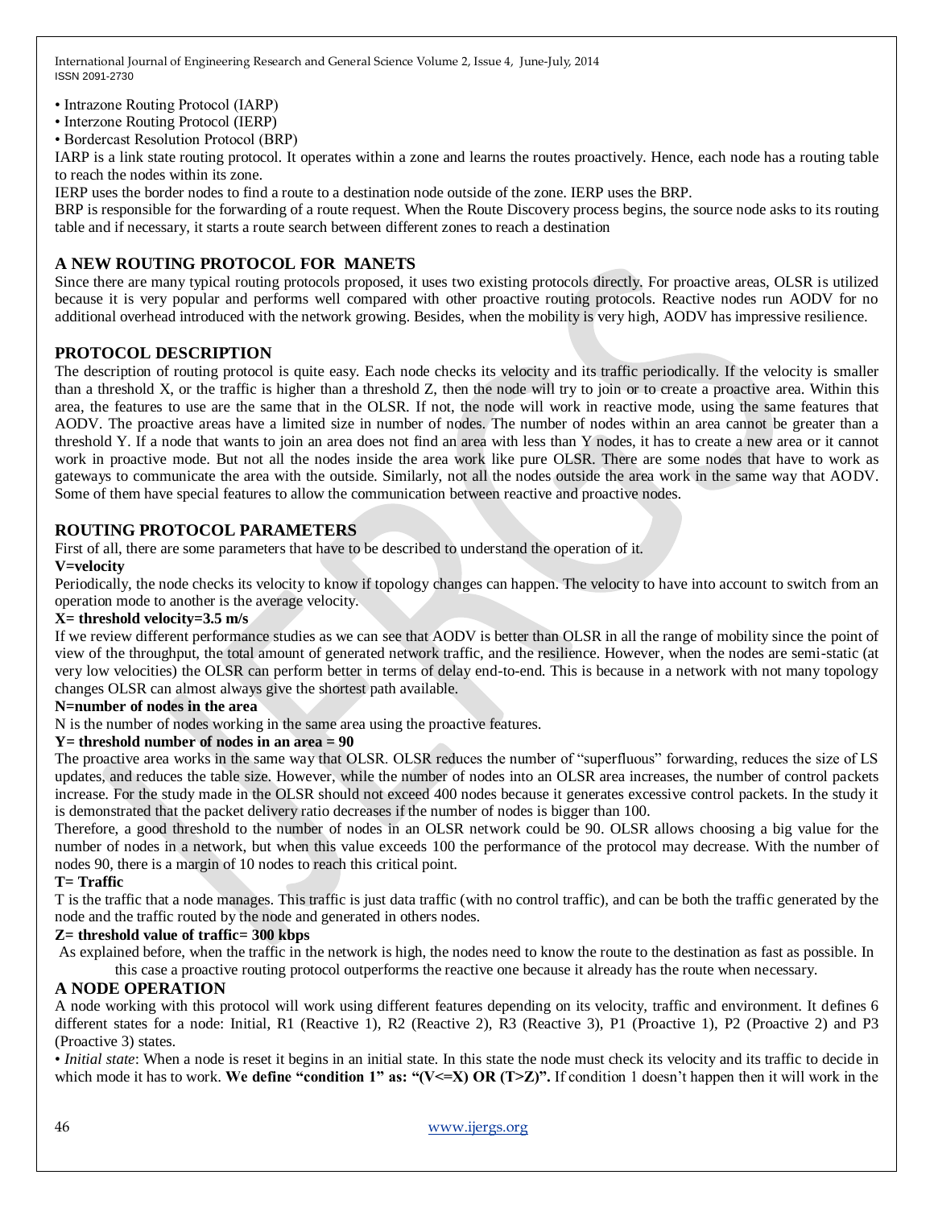- Intrazone Routing Protocol (IARP)
- Interzone Routing Protocol (IERP)
- Bordercast Resolution Protocol (BRP)

IARP is a link state routing protocol. It operates within a zone and learns the routes proactively. Hence, each node has a routing table to reach the nodes within its zone.

IERP uses the border nodes to find a route to a destination node outside of the zone. IERP uses the BRP.

BRP is responsible for the forwarding of a route request. When the Route Discovery process begins, the source node asks to its routing table and if necessary, it starts a route search between different zones to reach a destination

## A NEW ROUTING PROTOCOL FOR MANETS

Since there are many typical routing protocols proposed, it uses two existing protocols directly. For proactive areas, OLSR is utilized because it is very popular and performs well compared with other proactive routing protocols. Reactive nodes run AODV for no additional overhead introduced with the network growing. Besides, when the mobility is very high, AODV has impressive resilience.

## PROTOCOL DESCRIPTION

The description of routing protocol is quite easy. Each node checks its velocity and its traffic periodically. If the velocity is smaller than a threshold X, or the traffic is higher than a threshold Z, then the node will try to join or to create a proactive area. Within this area, the features to use are the same that in the OLSR. If not, the node will work in reactive mode, using the same features that AODV. The proactive areas have a limited size in number of nodes. The number of nodes within an area cannot be greater than a threshold Y. If a node that wants to join an area does not find an area with less than Y nodes, it has to create a new area or it cannot work in proactive mode. But not all the nodes inside the area work like pure OLSR. There are some nodes that have to work as gateways to communicate the area with the outside. Similarly, not all the nodes outside the area work in the same way that AODV. Some of them have special features to allow the communication between reactive and proactive nodes.

## ROUTING PROTOCOL PARAMETERS

First of all, there are some parameters that have to be described to understand the operation of it.

**V=velocity**

Periodically, the node checks its velocity to know if topology changes can happen. The velocity to have into account to switch from an operation mode to another is the average velocity.

**X= threshold velocity=3.5 m/s**

If we review different performance studies as we can see that AODV is better than OLSR in all the range of mobility since the point of view of the throughput, the total amount of generated network traffic, and the resilience. However, when the nodes are semi-static (at very low velocities) the OLSR can perform better in terms of delay end-to-end. This is because in a network with not many topology changes OLSR can almost always give the shortest path available.

**N=number of nodes in the area**

N is the number of nodes working in the same area using the proactive features.

**Y= threshold number of nodes in an area = 90**

The proactive area works in the same way that OLSR. OLSR reduces the number of "superfluous" forwarding, reduces the size of LS updates, and reduces the table size. However, while the number of nodes into an OLSR area increases, the number of control packets increase. For the study made in the OLSR should not exceed 400 nodes because it generates excessive control packets. In the study it is demonstrated that the packet delivery ratio decreases if the number of nodes is bigger than 100.

Therefore, a good threshold to the number of nodes in an OLSR network could be 90. OLSR allows choosing a big value for the number of nodes in a network, but when this value exceeds 100 the performance of the protocol may decrease. With the number of nodes 90, there is a margin of 10 nodes to reach this critical point.

**T= Traffic**

T is the traffic that a node manages. This traffic is just data traffic (with no control traffic), and can be both the traffic generated by the node and the traffic routed by the node and generated in others nodes.

**Z= threshold value of traffic= 300 kbps**

As explained before, when the traffic in the network is high, the nodes need to know the route to the destination as fast as possible. In this case a proactive routing protocol outperforms the reactive one because it already has the route when necessary.

## A NODE OPERATION

A node working with this protocol will work using different features depending on its velocity, traffic and environment. It defines 6 different states for a node: Initial, R1 (Reactive 1), R2 (Reactive 2), R3 (Reactive 3), P1 (Proactive 1), P2 (Proactive 2) and P3 (Proactive 3) states.

- *Initial state*: When a node is reset it begins in an initial state. In this state the node must check its velocity and its traffic to decide in which mode it has to work. **We define "condition 1" as: "(V<=X) OR (T>Z)".** If condition 1 doesn't happen then it will work in the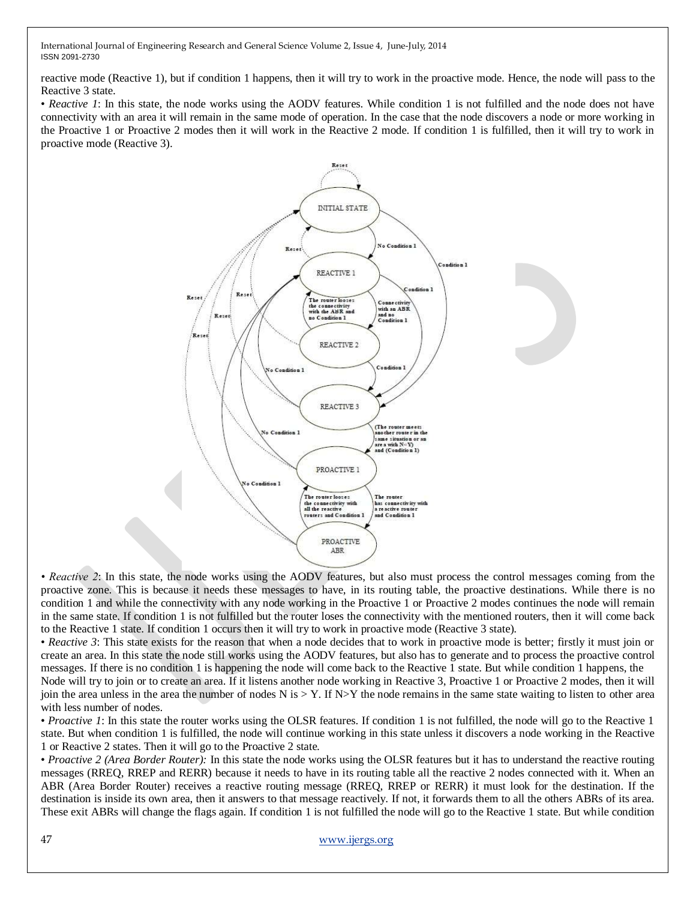reactive mode (Reactive 1), but if condition 1 happens, then it will try to work in the proactive mode. Hence, the node will pass to the Reactive 3 state.

• *Reactive 1*: In this state, the node works using the AODV features. While condition 1 is not fulfilled and the node does not have connectivity with an area it will remain in the same mode of operation. In the case that the node discovers a node or more working in the Proactive 1 or Proactive 2 modes then it will work in the Reactive 2 mode. If condition 1 is fulfilled, then it will try to work in proactive mode (Reactive 3).

• *Reactive 2*: In this state, the node works using the AODV features, but also must process the control messages coming from the proactive zone. This is because it needs these messages to have, in its routing table, the proactive destinations. While there is no condition 1 and while the connectivity with any node working in the Proactive 1 or Proactive 2 modes continues the node will remain in the same state. If condition 1 is not fulfilled but the router loses the connectivity with the mentioned routers, then it will come back to the Reactive 1 state. If condition 1 occurs then it will try to work in proactive mode (Reactive 3 state).

• *Reactive 3*: This state exists for the reason that when a node decides that to work in proactive mode is better; firstly it must join or create an area. In this state the node still works using the AODV features, but also has to generate and to process the proactive control messages. If there is no condition 1 is happening the node will come back to the Reactive 1 state. But while condition 1 happens, the Node will try to join or to create an area. If it listens another node working in Reactive 3, Proactive 1 or Proactive 2 modes, then it will join the area unless in the area the number of nodes N is > Y. If N>Y the node remains in the same state waiting to listen to other area with less number of nodes.

• *Proactive 1*: In this state the router works using the OLSR features. If condition 1 is not fulfilled, the node will go to the Reactive 1 state. But when condition 1 is fulfilled, the node will continue working in this state unless it discovers a node working in the Reactive 1 or Reactive 2 states. Then it will go to the Proactive 2 state.

• *Proactive 2 (Area Border Router):* In this state the node works using the OLSR features but it has to understand the reactive routing messages (RREQ, RREP and RERR) because it needs to have in its routing table all the reactive 2 nodes connected with it. When an ABR (Area Border Router) receives a reactive routing message (RREQ, RREP or RERR) it must look for the destination. If the destination is inside its own area, then it answers to that message reactively. If not, it forwards them to all the others ABRs of its area. These exit ABRs will change the flags again. If condition 1 is not fulfilled the node will go to the Reactive 1 state. But while condition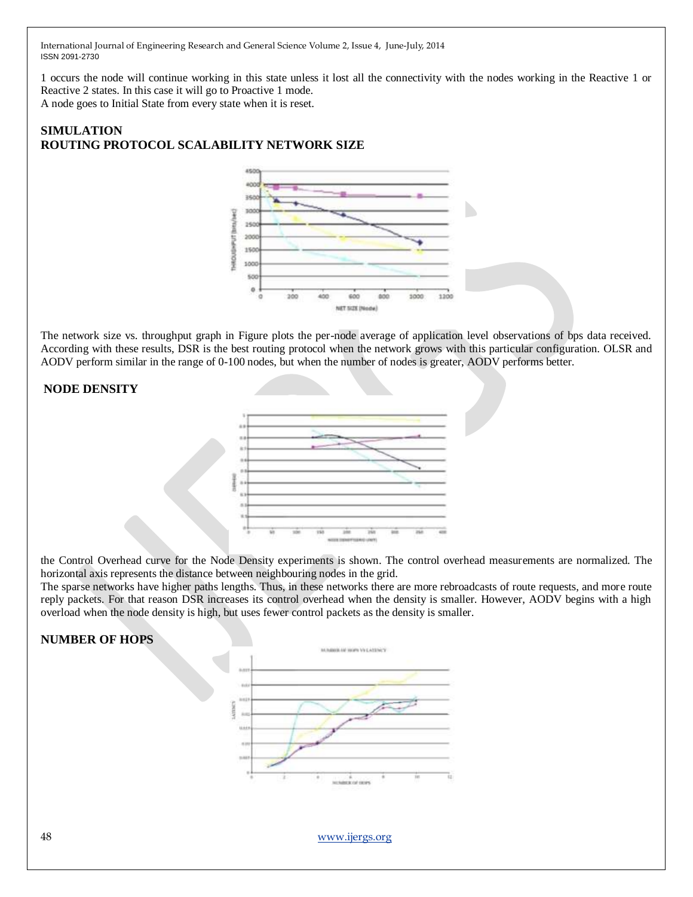1 occurs the node will continue working in this state unless it lost all the connectivity with the nodes working in the Reactive 1 or Reactive 2 states. In this case it will go to Proactive 1 mode.
A node goes to Initial State from every state when it is reset.

## SIMULATION

## ROUTING PROTOCOL SCALABILITY NETWORK SIZE

The network size vs. throughput graph in Figure plots the per-node average of application level observations of bps data received. According with these results, DSR is the best routing protocol when the network grows with this particular configuration. OLSR and AODV perform similar in the range of 0-100 nodes, but when the number of nodes is greater, AODV performs better.

## NODE DENSITY

the Control Overhead curve for the Node Density experiments is shown. The control overhead measurements are normalized. The horizontal axis represents the distance between neighbouring nodes in the grid.
The sparse networks have higher paths lengths. Thus, in these networks there are more rebroadcasts of route requests, and more route reply packets. For that reason DSR increases its control overhead when the density is smaller. However, AODV begins with a high overload when the node density is high, but uses fewer control packets as the density is smaller.

## NUMBER OF HOPS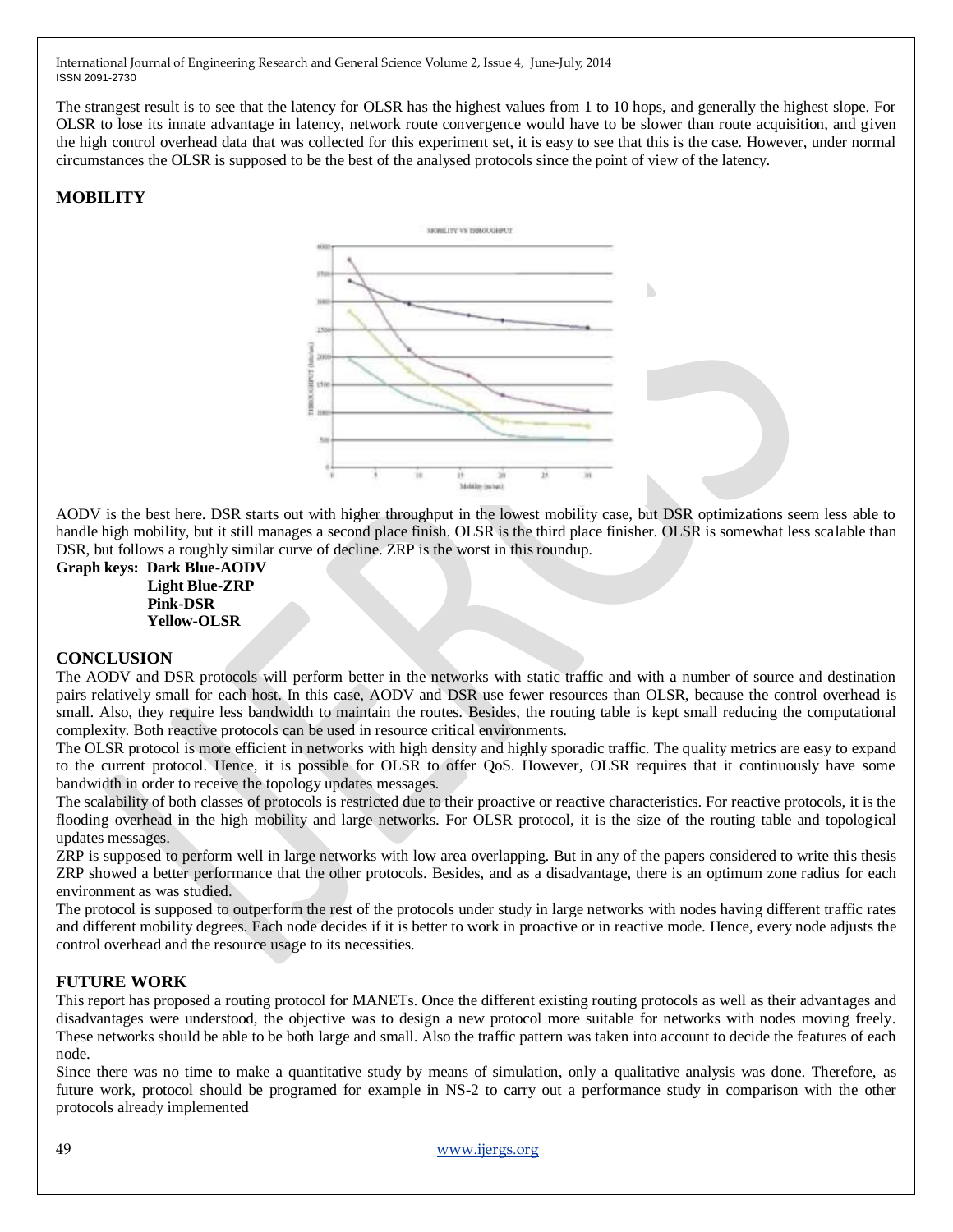The strangest result is to see that the latency for OLSR has the highest values from 1 to 10 hops, and generally the highest slope. For OLSR to lose its innate advantage in latency, network route convergence would have to be slower than route acquisition, and given the high control overhead data that was collected for this experiment set, it is easy to see that this is the case. However, under normal circumstances the OLSR is supposed to be the best of the analysed protocols since the point of view of the latency.

## MOBILITY

AODV is the best here. DSR starts out with higher throughput in the lowest mobility case, but DSR optimizations seem less able to handle high mobility, but it still manages a second place finish. OLSR is the third place finisher. OLSR is somewhat less scalable than DSR, but follows a roughly similar curve of decline. ZRP is the worst in this roundup.

**Graph keys: Dark Blue-AODV**
**Light Blue-ZRP**
**Pink-DSR**
**Yellow-OLSR**

## CONCLUSION

The AODV and DSR protocols will perform better in the networks with static traffic and with a number of source and destination pairs relatively small for each host. In this case, AODV and DSR use fewer resources than OLSR, because the control overhead is small. Also, they require less bandwidth to maintain the routes. Besides, the routing table is kept small reducing the computational complexity. Both reactive protocols can be used in resource critical environments.

The OLSR protocol is more efficient in networks with high density and highly sporadic traffic. The quality metrics are easy to expand to the current protocol. Hence, it is possible for OLSR to offer QoS. However, OLSR requires that it continuously have some bandwidth in order to receive the topology updates messages.

The scalability of both classes of protocols is restricted due to their proactive or reactive characteristics. For reactive protocols, it is the flooding overhead in the high mobility and large networks. For OLSR protocol, it is the size of the routing table and topological updates messages.

ZRP is supposed to perform well in large networks with low area overlapping. But in any of the papers considered to write this thesis ZRP showed a better performance that the other protocols. Besides, and as a disadvantage, there is an optimum zone radius for each environment as was studied.

The protocol is supposed to outperform the rest of the protocols under study in large networks with nodes having different traffic rates and different mobility degrees. Each node decides if it is better to work in proactive or in reactive mode. Hence, every node adjusts the control overhead and the resource usage to its necessities.

## FUTURE WORK

This report has proposed a routing protocol for MANETs. Once the different existing routing protocols as well as their advantages and disadvantages were understood, the objective was to design a new protocol more suitable for networks with nodes moving freely. These networks should be able to be both large and small. Also the traffic pattern was taken into account to decide the features of each node.

Since there was no time to make a quantitative study by means of simulation, only a qualitative analysis was done. Therefore, as future work, protocol should be programed for example in NS-2 to carry out a performance study in comparison with the other protocols already implemented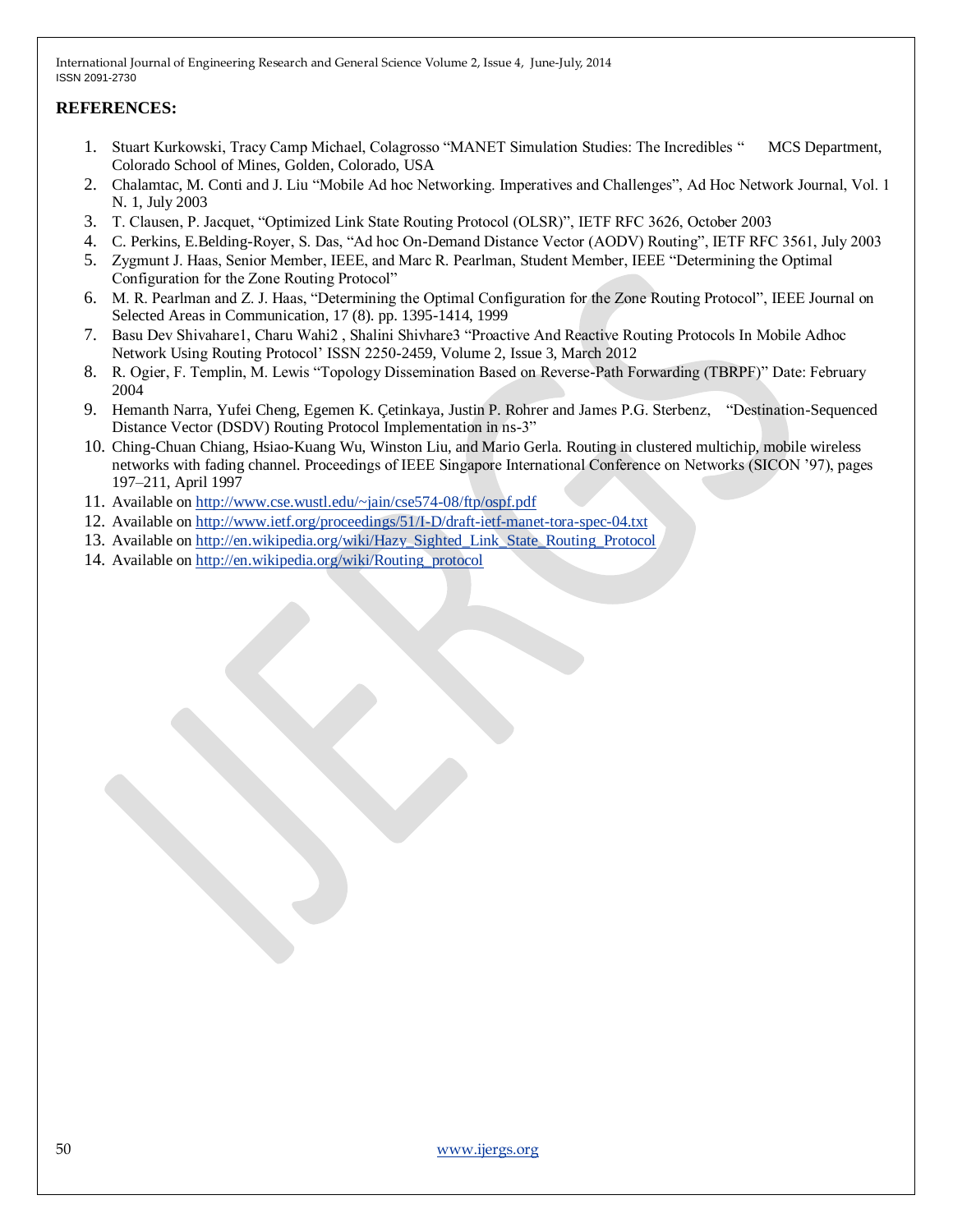## REFERENCES:

1. Stuart Kurkowski, Tracy Camp Michael, Colagrosso “MANET Simulation Studies: The Incredibles “ MCS Department, Colorado School of Mines, Golden, Colorado, USA
2. Chalamtac, M. Conti and J. Liu “Mobile Ad hoc Networking. Imperatives and Challenges”, Ad Hoc Network Journal, Vol. 1 N. 1, July 2003
3. T. Clausen, P. Jacquet, “Optimized Link State Routing Protocol (OLSR)”, IETF RFC 3626, October 2003
4. C. Perkins, E.Belding-Royer, S. Das, “Ad hoc On-Demand Distance Vector (AODV) Routing”, IETF RFC 3561, July 2003
5. Zygmunt J. Haas, Senior Member, IEEE, and Marc R. Pearlman, Student Member, IEEE “Determining the Optimal Configuration for the Zone Routing Protocol”
6. M. R. Pearlman and Z. J. Haas, “Determining the Optimal Configuration for the Zone Routing Protocol”, IEEE Journal on Selected Areas in Communication, 17 (8). pp. 1395-1414, 1999
7. Basu Dev Shivahare1, Charu Wahi2 , Shalini Shivhare3 “Proactive And Reactive Routing Protocols In Mobile Adhoc Network Using Routing Protocol’ ISSN 2250-2459, Volume 2, Issue 3, March 2012
8. R. Ogier, F. Templin, M. Lewis “Topology Dissemination Based on Reverse-Path Forwarding (TBRPF)” Date: February 2004
9. Hemanth Narra, Yufei Cheng, Egemen K. Çetinkaya, Justin P. Rohrer and James P.G. Sterbenz, “Destination-Sequenced Distance Vector (DSDV) Routing Protocol Implementation in ns-3”
10. Ching-Chuan Chiang, Hsiao-Kuang Wu, Winston Liu, and Mario Gerla. Routing in clustered multichip, mobile wireless networks with fading channel. Proceedings of IEEE Singapore International Conference on Networks (SICON ’97), pages 197–211, April 1997
11. Available on http://www.cse.wustl.edu/~jain/cse574-08/ftp/ospf.pdf
12. Available on http://www.ietf.org/proceedings/51/I-D/draft-ietf-manet-tora-spec-04.txt
13. Available on http://en.wikipedia.org/wiki/Hazy_Sighted_Link_State_Routing_Protocol
14. Available on http://en.wikipedia.org/wiki/Routing_protocol